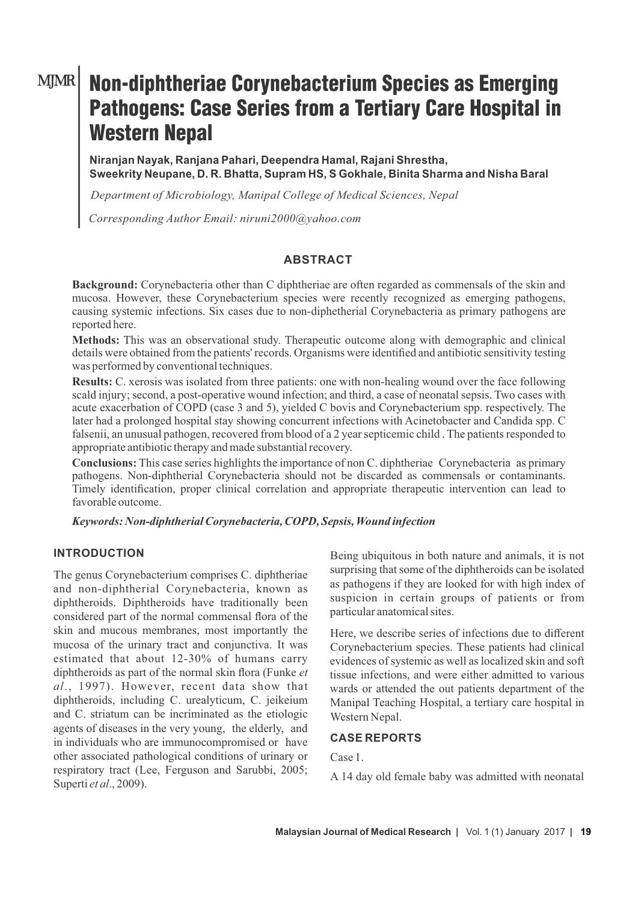# Non-diphtheriae Corynebacterium Species as Emerging Pathogens: Case Series from a Tertiary Care Hospital in Western Nepal

**Niranjan Nayak, Ranjana Pahari, Deependra Hamal, Rajani Shrestha, Sweekrity Neupane, D. R. Bhatta, Supram HS, S Gokhale, Binita Sharma and Nisha Baral**

*Department of Microbiology, Manipal College of Medical Sciences, Nepal*

*Corresponding Author Email: niruni2000@yahoo.com*

## ABSTRACT

**Background:** Corynebacteria other than C diphtheriae are often regarded as commensals of the skin and mucosa. However, these Corynebacterium species were recently recognized as emerging pathogens, causing systemic infections. Six cases due to non-diphetherial Corynebacteria as primary pathogens are reported here.

**Methods:** This was an observational study. Therapeutic outcome along with demographic and clinical details were obtained from the patients' records. Organisms were identified and antibiotic sensitivity testing was performed by conventional techniques.

**Results:** C. xerosis was isolated from three patients: one with non-healing wound over the face following scald injury; second, a post-operative wound infection; and third, a case of neonatal sepsis. Two cases with acute exacerbation of COPD (case 3 and 5), yielded C bovis and Corynebacterium spp. respectively. The later had a prolonged hospital stay showing concurrent infections with Acinetobacter and Candida spp. C falsenii, an unusual pathogen, recovered from blood of a 2 year septicemic child . The patients responded to appropriate antibiotic therapy and made substantial recovery.

**Conclusions:** This case series highlights the importance of non C. diphtheriae Corynebacteria as primary pathogens. Non-diphtherial Corynebacteria should not be discarded as commensals or contaminants. Timely identification, proper clinical correlation and appropriate therapeutic intervention can lead to favorable outcome.

***Keywords: Non-diphtherial Corynebacteria, COPD, Sepsis, Wound infection***

## INTRODUCTION

The genus Corynebacterium comprises C. diphtheriae and non-diphtherial Corynebacteria, known as diphtheroids. Diphtheroids have traditionally been considered part of the normal commensal flora of the skin and mucous membranes, most importantly the mucosa of the urinary tract and conjunctiva. It was estimated that about 12-30% of humans carry diphtheroids as part of the normal skin flora (Funke *et al*., 1997). However, recent data show that diphtheroids, including C. urealyticum, C. jeikeium and C. striatum can be incriminated as the etiologic agents of diseases in the very young, the elderly, and in individuals who are immunocompromised or have other associated pathological conditions of urinary or respiratory tract (Lee, Ferguson and Sarubbi, 2005; Superti *et al*., 2009).

Being ubiquitous in both nature and animals, it is not surprising that some of the diphtheroids can be isolated as pathogens if they are looked for with high index of suspicion in certain groups of patients or from particular anatomical sites.

Here, we describe series of infections due to different Corynebacterium species. These patients had clinical evidences of systemic as well as localized skin and soft tissue infections, and were either admitted to various wards or attended the out patients department of the Manipal Teaching Hospital, a tertiary care hospital in Western Nepal.

## CASE REPORTS

Case 1.

A 14 day old female baby was admitted with neonatal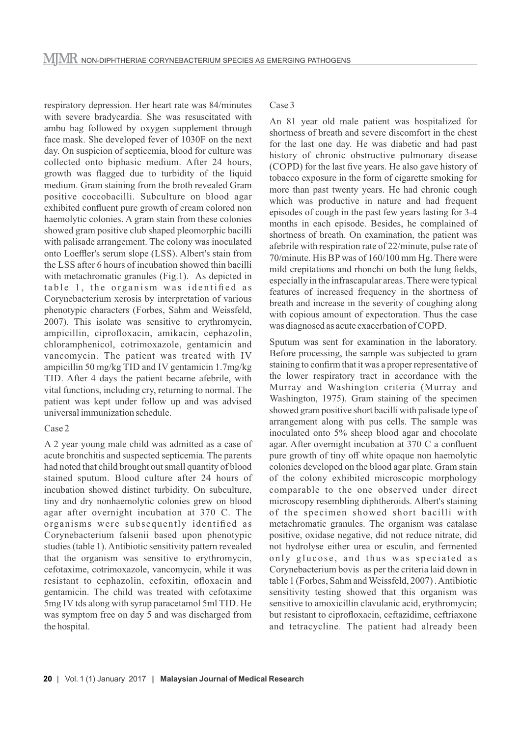respiratory depression. Her heart rate was 84/minutes with severe bradycardia. She was resuscitated with ambu bag followed by oxygen supplement through face mask. She developed fever of 1030F on the next day. On suspicion of septicemia, blood for culture was collected onto biphasic medium. After 24 hours, growth was flagged due to turbidity of the liquid medium. Gram staining from the broth revealed Gram positive coccobacilli. Subculture on blood agar exhibited confluent pure growth of cream colored non haemolytic colonies. A gram stain from these colonies showed gram positive club shaped pleomorphic bacilli with palisade arrangement. The colony was inoculated onto Loeffler's serum slope (LSS). Albert's stain from the LSS after 6 hours of incubation showed thin bacilli with metachromatic granules (Fig.1). As depicted in table 1, the organism was identified as Corynebacterium xerosis by interpretation of various phenotypic characters (Forbes, Sahm and Weissfeld, 2007). This isolate was sensitive to erythromycin, ampicillin, ciprofloxacin, amikacin, cephazolin, chloramphenicol, cotrimoxazole, gentamicin and vancomycin. The patient was treated with IV ampicillin 50 mg/kg TID and IV gentamicin 1.7mg/kg TID. After 4 days the patient became afebrile, with vital functions, including cry, returning to normal. The patient was kept under follow up and was advised universal immunization schedule.

Case 2

A 2 year young male child was admitted as a case of acute bronchitis and suspected septicemia. The parents had noted that child brought out small quantity of blood stained sputum. Blood culture after 24 hours of incubation showed distinct turbidity. On subculture, tiny and dry nonhaemolytic colonies grew on blood agar after overnight incubation at 370 C. The organisms were subsequently identified as Corynebacterium falsenii based upon phenotypic studies (table 1). Antibiotic sensitivity pattern revealed that the organism was sensitive to erythromycin, cefotaxime, cotrimoxazole, vancomycin, while it was resistant to cephazolin, cefoxitin, ofloxacin and gentamicin. The child was treated with cefotaxime 5mg IV tds along with syrup paracetamol 5ml TID. He was symptom free on day 5 and was discharged from the hospital.

Case 3

An 81 year old male patient was hospitalized for shortness of breath and severe discomfort in the chest for the last one day. He was diabetic and had past history of chronic obstructive pulmonary disease (COPD) for the last five years. He also gave history of tobacco exposure in the form of cigarette smoking for more than past twenty years. He had chronic cough which was productive in nature and had frequent episodes of cough in the past few years lasting for 3-4 months in each episode. Besides, he complained of shortness of breath. On examination, the patient was afebrile with respiration rate of 22/minute, pulse rate of 70/minute. His BP was of 160/100 mm Hg. There were mild crepitations and rhonchi on both the lung fields, especially in the infrascapular areas. There were typical features of increased frequency in the shortness of breath and increase in the severity of coughing along with copious amount of expectoration. Thus the case was diagnosed as acute exacerbation of COPD.

Sputum was sent for examination in the laboratory. Before processing, the sample was subjected to gram staining to confirm that it was a proper representative of the lower respiratory tract in accordance with the Murray and Washington criteria (Murray and Washington, 1975). Gram staining of the specimen showed gram positive short bacilli with palisade type of arrangement along with pus cells. The sample was inoculated onto 5% sheep blood agar and chocolate agar. After overnight incubation at 370 C a confluent pure growth of tiny off white opaque non haemolytic colonies developed on the blood agar plate. Gram stain of the colony exhibited microscopic morphology comparable to the one observed under direct microscopy resembling diphtheroids. Albert's staining of the specimen showed short bacilli with metachromatic granules. The organism was catalase positive, oxidase negative, did not reduce nitrate, did not hydrolyse either urea or esculin, and fermented only glucose, and thus was speciated as Corynebacterium bovis as per the criteria laid down in table 1 (Forbes, Sahm and Weissfeld, 2007). Antibiotic sensitivity testing showed that this organism was sensitive to amoxicillin clavulanic acid, erythromycin; but resistant to ciprofloxacin, ceftazidime, ceftriaxone and tetracycline. The patient had already been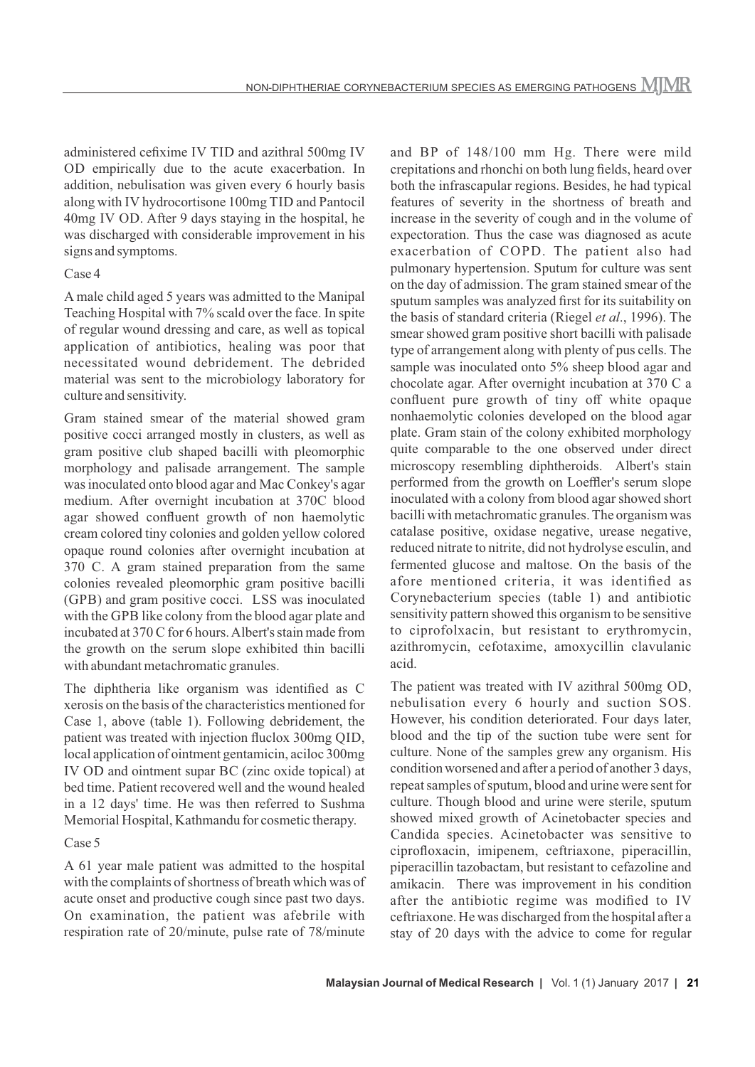administered cefixime IV TID and azithral 500mg IV OD empirically due to the acute exacerbation. In addition, nebulisation was given every 6 hourly basis along with IV hydrocortisone 100mg TID and Pantocil 40mg IV OD. After 9 days staying in the hospital, he was discharged with considerable improvement in his signs and symptoms.

Case 4

A male child aged 5 years was admitted to the Manipal Teaching Hospital with 7% scald over the face. In spite of regular wound dressing and care, as well as topical application of antibiotics, healing was poor that necessitated wound debridement. The debrided material was sent to the microbiology laboratory for culture and sensitivity.

Gram stained smear of the material showed gram positive cocci arranged mostly in clusters, as well as gram positive club shaped bacilli with pleomorphic morphology and palisade arrangement. The sample was inoculated onto blood agar and Mac Conkey's agar medium. After overnight incubation at 370C blood agar showed confluent growth of non haemolytic cream colored tiny colonies and golden yellow colored opaque round colonies after overnight incubation at 370 C. A gram stained preparation from the same colonies revealed pleomorphic gram positive bacilli (GPB) and gram positive cocci. LSS was inoculated with the GPB like colony from the blood agar plate and incubated at 370 C for 6 hours. Albert's stain made from the growth on the serum slope exhibited thin bacilli with abundant metachromatic granules.

The diphtheria like organism was identified as C xerosis on the basis of the characteristics mentioned for Case 1, above (table 1). Following debridement, the patient was treated with injection fluclox 300mg QID, local application of ointment gentamicin, aciloc 300mg IV OD and ointment supar BC (zinc oxide topical) at bed time. Patient recovered well and the wound healed in a 12 days' time. He was then referred to Sushma Memorial Hospital, Kathmandu for cosmetic therapy.

Case 5

A 61 year male patient was admitted to the hospital with the complaints of shortness of breath which was of acute onset and productive cough since past two days. On examination, the patient was afebrile with respiration rate of 20/minute, pulse rate of 78/minute and BP of 148/100 mm Hg. There were mild crepitations and rhonchi on both lung fields, heard over both the infrascapular regions. Besides, he had typical features of severity in the shortness of breath and increase in the severity of cough and in the volume of expectoration. Thus the case was diagnosed as acute exacerbation of COPD. The patient also had pulmonary hypertension. Sputum for culture was sent on the day of admission. The gram stained smear of the sputum samples was analyzed first for its suitability on the basis of standard criteria (Riegel *et al*., 1996). The smear showed gram positive short bacilli with palisade type of arrangement along with plenty of pus cells. The sample was inoculated onto 5% sheep blood agar and chocolate agar. After overnight incubation at 370 C a confluent pure growth of tiny off white opaque nonhaemolytic colonies developed on the blood agar plate. Gram stain of the colony exhibited morphology quite comparable to the one observed under direct microscopy resembling diphtheroids. Albert's stain performed from the growth on Loeffler's serum slope inoculated with a colony from blood agar showed short bacilli with metachromatic granules. The organism was catalase positive, oxidase negative, urease negative, reduced nitrate to nitrite, did not hydrolyse esculin, and fermented glucose and maltose. On the basis of the afore mentioned criteria, it was identified as Corynebacterium species (table 1) and antibiotic sensitivity pattern showed this organism to be sensitive to ciprofolxacin, but resistant to erythromycin, azithromycin, cefotaxime, amoxycillin clavulanic acid.

The patient was treated with IV azithral 500mg OD, nebulisation every 6 hourly and suction SOS. However, his condition deteriorated. Four days later, blood and the tip of the suction tube were sent for culture. None of the samples grew any organism. His condition worsened and after a period of another 3 days, repeat samples of sputum, blood and urine were sent for culture. Though blood and urine were sterile, sputum showed mixed growth of Acinetobacter species and Candida species. Acinetobacter was sensitive to ciprofloxacin, imipenem, ceftriaxone, piperacillin, piperacillin tazobactam, but resistant to cefazoline and amikacin. There was improvement in his condition after the antibiotic regime was modified to IV ceftriaxone. He was discharged from the hospital after a stay of 20 days with the advice to come for regular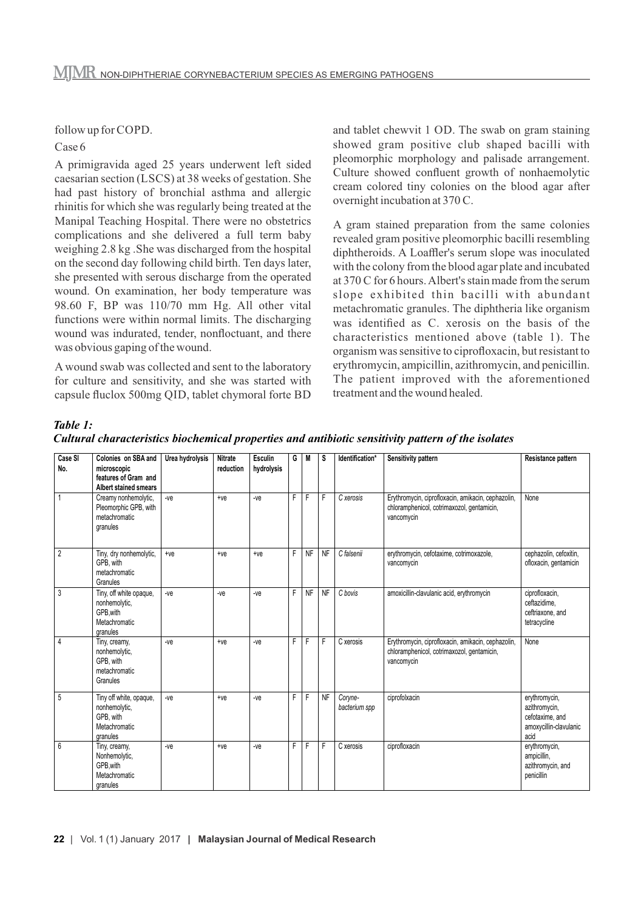follow up for COPD.

Case 6

A primigravida aged 25 years underwent left sided caesarian section (LSCS) at 38 weeks of gestation. She had past history of bronchial asthma and allergic rhinitis for which she was regularly being treated at the Manipal Teaching Hospital. There were no obstetrics complications and she delivered a full term baby weighing 2.8 kg .She was discharged from the hospital on the second day following child birth. Ten days later, she presented with serous discharge from the operated wound. On examination, her body temperature was 98.60 F, BP was 110/70 mm Hg. All other vital functions were within normal limits. The discharging wound was indurated, tender, nonfluctuant, and there was obvious gaping of the wound.

A wound swab was collected and sent to the laboratory for culture and sensitivity, and she was started with capsule fluclox 500mg QID, tablet chymoral forte BD and tablet chewvit 1 OD. The swab on gram staining showed gram positive club shaped bacilli with pleomorphic morphology and palisade arrangement. Culture showed confluent growth of nonhaemolytic cream colored tiny colonies on the blood agar after overnight incubation at 370 C.

A gram stained preparation from the same colonies revealed gram positive pleomorphic bacilli resembling diphtheroids. A Loaffler's serum slope was inoculated with the colony from the blood agar plate and incubated at 370 C for 6 hours. Albert's stain made from the serum slope exhibited thin bacilli with abundant metachromatic granules. The diphtheria like organism was identified as C. xerosis on the basis of the characteristics mentioned above (table 1). The organism was sensitive to ciprofloxacin, but resistant to erythromycin, ampicillin, azithromycin, and penicillin. The patient improved with the aforementioned treatment and the wound healed.

***Table 1:***
***Cultural characteristics biochemical properties and antibiotic sensitivity pattern of the isolates***

| Case Sl No. | Colonies on SBA and microscopic features of Gram and Albert stained smears | Urea hydrolysis | Nitrate reduction | Esculin hydrolysis | G | M | S | Identification* | Sensitivity pattern | Resistance pattern |
|---|---|---|---|---|---|---|---|---|---|---|
| 1 | Creamy nonhemolytic, Pleomorphic GPB, with metachromatic granules | -ve | +ve | -ve | F | F | F | *C xerosis* | Erythromycin, ciprofloxacin, amikacin, cephazolin, chloramphenicol, cotrimaxozol, gentamicin, vancomycin | None |
| 2 | Tiny, dry nonhemolytic, GPB, with metachromatic Granules | +ve | +ve | +ve | F | NF | NF | *C falsenii* | erythromycin, cefotaxime, cotrimoxazole, vancomycin | cephazolin, cefoxitin, ofloxacin, gentamicin |
| 3 | Tiny, off white opaque, nonhemolytic, GPB,with Metachromatic granules | -ve | -ve | -ve | F | NF | NF | *C bovis* | amoxicillin-clavulanic acid, erythromycin | ciprofloxacin, ceftazidime, ceftriaxone, and tetracycline |
| 4 | Tiny, creamy, nonhemolytic, GPB, with metachromatic Granules | -ve | +ve | -ve | F | F | F | C xerosis | Erythromycin, ciprofloxacin, amikacin, cephazolin, chloramphenicol, cotrimaxozol, gentamicin, vancomycin | None |
| 5 | Tiny off white, opaque, nonhemolytic, GPB, with Metachromatic granules | -ve | +ve | -ve | F | F | NF | *Coryne-bacterium spp* | ciprofolxacin | erythromycin, azithromycin, cefotaxime, and amoxycillin-clavulanic acid |
| 6 | Tiny, creamy, Nonhemolytic, GPB,with Metachromatic granules | -ve | +ve | -ve | F | F | F | C xerosis | ciprofloxacin | erythromycin, ampicillin, azithromycin, and penicillin |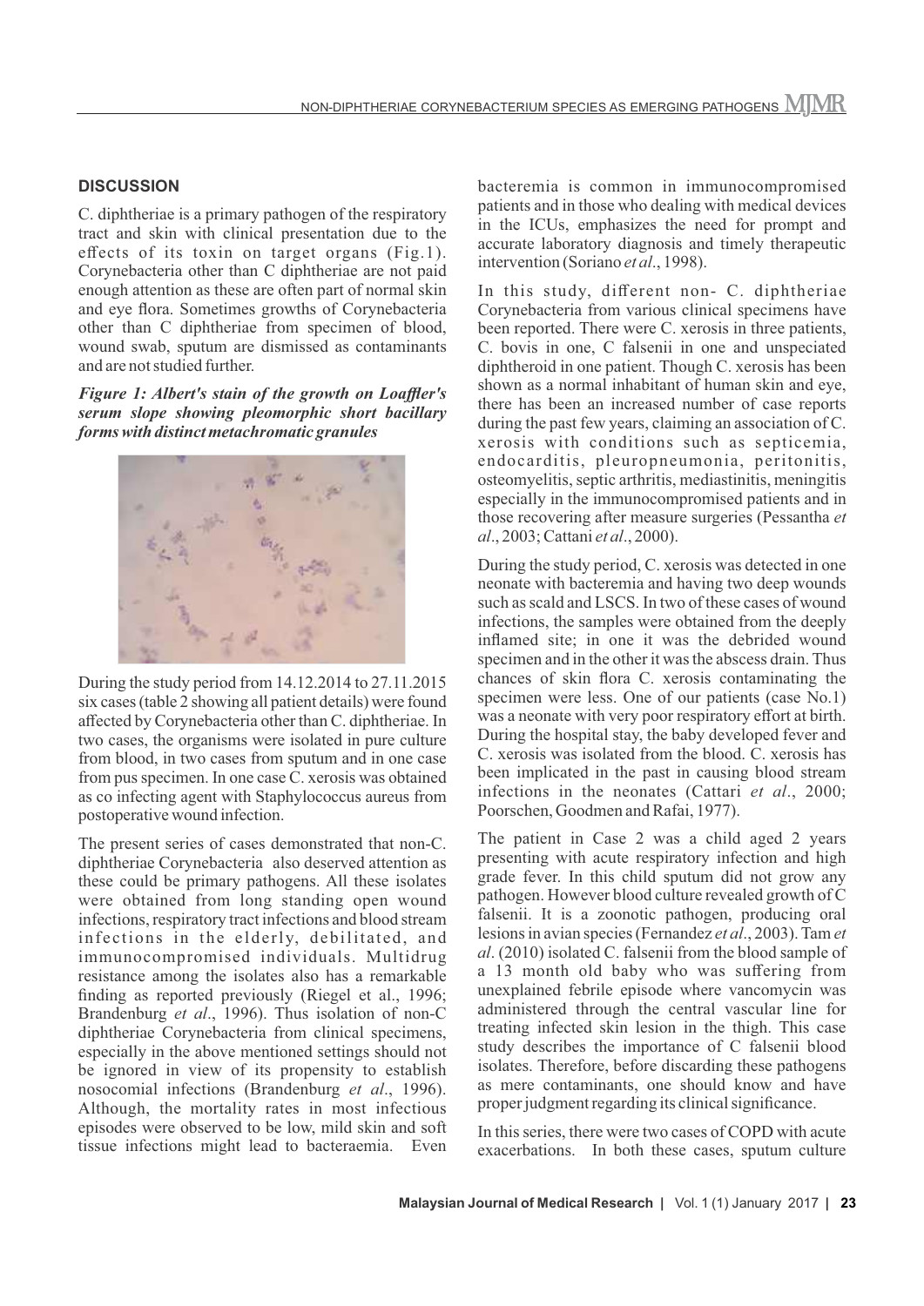## DISCUSSION

C. diphtheriae is a primary pathogen of the respiratory tract and skin with clinical presentation due to the effects of its toxin on target organs (Fig.1). Corynebacteria other than C diphtheriae are not paid enough attention as these are often part of normal skin and eye flora. Sometimes growths of Corynebacteria other than C diphtheriae from specimen of blood, wound swab, sputum are dismissed as contaminants and are not studied further.

***Figure 1: Albert's stain of the growth on Loaffler's serum slope showing pleomorphic short bacillary forms with distinct metachromatic granules***

During the study period from 14.12.2014 to 27.11.2015 six cases (table 2 showing all patient details) were found affected by Corynebacteria other than C. diphtheriae. In two cases, the organisms were isolated in pure culture from blood, in two cases from sputum and in one case from pus specimen. In one case C. xerosis was obtained as co infecting agent with Staphylococcus aureus from postoperative wound infection.

The present series of cases demonstrated that non-C. diphtheriae Corynebacteria also deserved attention as these could be primary pathogens. All these isolates were obtained from long standing open wound infections, respiratory tract infections and blood stream infections in the elderly, debilitated, and immunocompromised individuals. Multidrug resistance among the isolates also has a remarkable finding as reported previously (Riegel et al., 1996; Brandenburg *et al*., 1996). Thus isolation of non-C diphtheriae Corynebacteria from clinical specimens, especially in the above mentioned settings should not be ignored in view of its propensity to establish nosocomial infections (Brandenburg *et al*., 1996). Although, the mortality rates in most infectious episodes were observed to be low, mild skin and soft tissue infections might lead to bacteraemia. Even bacteremia is common in immunocompromised patients and in those who dealing with medical devices in the ICUs, emphasizes the need for prompt and accurate laboratory diagnosis and timely therapeutic intervention (Soriano *et al*., 1998).

In this study, different non- C. diphtheriae Corynebacteria from various clinical specimens have been reported. There were C. xerosis in three patients, C. bovis in one, C falsenii in one and unspeciated diphtheroid in one patient. Though C. xerosis has been shown as a normal inhabitant of human skin and eye, there has been an increased number of case reports during the past few years, claiming an association of C. xerosis with conditions such as septicemia, endocarditis, pleuropneumonia, peritonitis, osteomyelitis, septic arthritis, mediastinitis, meningitis especially in the immunocompromised patients and in those recovering after measure surgeries (Pessantha *et al*., 2003; Cattani *et al*., 2000).

During the study period, C. xerosis was detected in one neonate with bacteremia and having two deep wounds such as scald and LSCS. In two of these cases of wound infections, the samples were obtained from the deeply inflamed site; in one it was the debrided wound specimen and in the other it was the abscess drain. Thus chances of skin flora C. xerosis contaminating the specimen were less. One of our patients (case No.1) was a neonate with very poor respiratory effort at birth. During the hospital stay, the baby developed fever and C. xerosis was isolated from the blood. C. xerosis has been implicated in the past in causing blood stream infections in the neonates (Cattari *et al*., 2000; Poorschen, Goodmen and Rafai, 1977).

The patient in Case 2 was a child aged 2 years presenting with acute respiratory infection and high grade fever. In this child sputum did not grow any pathogen. However blood culture revealed growth of C falsenii. It is a zoonotic pathogen, producing oral lesions in avian species (Fernandez *et al*., 2003). Tam *et al*. (2010) isolated C. falsenii from the blood sample of a 13 month old baby who was suffering from unexplained febrile episode where vancomycin was administered through the central vascular line for treating infected skin lesion in the thigh. This case study describes the importance of C falsenii blood isolates. Therefore, before discarding these pathogens as mere contaminants, one should know and have proper judgment regarding its clinical significance.

In this series, there were two cases of COPD with acute exacerbations. In both these cases, sputum culture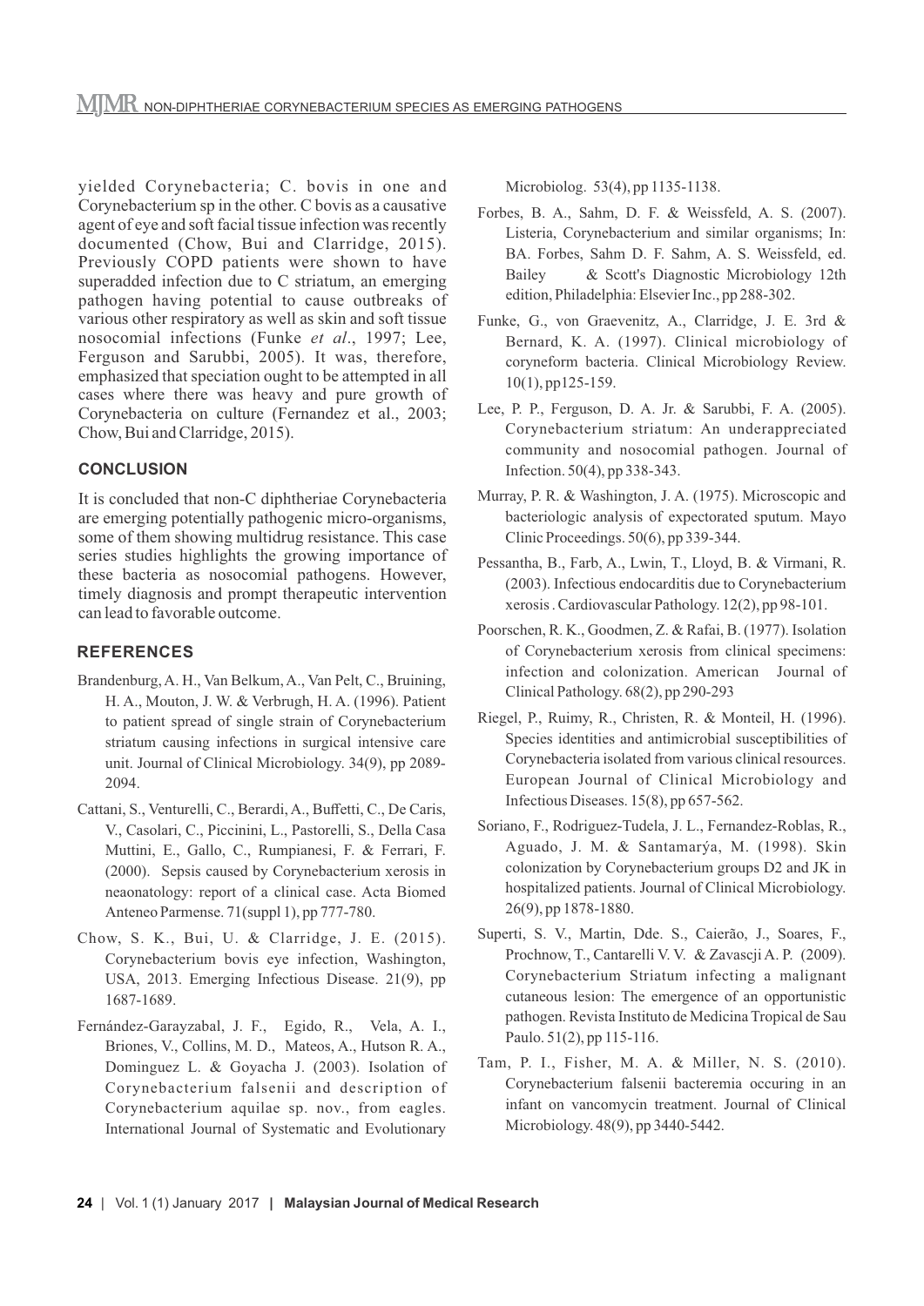yielded Corynebacteria; C. bovis in one and Corynebacterium sp in the other. C bovis as a causative agent of eye and soft facial tissue infection was recently documented (Chow, Bui and Clarridge, 2015). Previously COPD patients were shown to have superadded infection due to C striatum, an emerging pathogen having potential to cause outbreaks of various other respiratory as well as skin and soft tissue nosocomial infections (Funke *et al*., 1997; Lee, Ferguson and Sarubbi, 2005). It was, therefore, emphasized that speciation ought to be attempted in all cases where there was heavy and pure growth of Corynebacteria on culture (Fernandez et al., 2003; Chow, Bui and Clarridge, 2015).

## CONCLUSION

It is concluded that non-C diphtheriae Corynebacteria are emerging potentially pathogenic micro-organisms, some of them showing multidrug resistance. This case series studies highlights the growing importance of these bacteria as nosocomial pathogens. However, timely diagnosis and prompt therapeutic intervention can lead to favorable outcome.

## REFERENCES

Brandenburg, A. H., Van Belkum, A., Van Pelt, C., Bruining, H. A., Mouton, J. W. & Verbrugh, H. A. (1996). Patient to patient spread of single strain of Corynebacterium striatum causing infections in surgical intensive care unit. Journal of Clinical Microbiology. 34(9), pp 2089-2094.

Cattani, S., Venturelli, C., Berardi, A., Buffetti, C., De Caris, V., Casolari, C., Piccinini, L., Pastorelli, S., Della Casa Muttini, E., Gallo, C., Rumpianesi, F. & Ferrari, F. (2000). Sepsis caused by Corynebacterium xerosis in neaonatology: report of a clinical case. Acta Biomed Anteneo Parmense. 71(suppl 1), pp 777-780.

Chow, S. K., Bui, U. & Clarridge, J. E. (2015). Corynebacterium bovis eye infection, Washington, USA, 2013. Emerging Infectious Disease. 21(9), pp 1687-1689.

Fernández-Garayzabal, J. F., Egido, R., Vela, A. I., Briones, V., Collins, M. D., Mateos, A., Hutson R. A., Dominguez L. & Goyacha J. (2003). Isolation of Corynebacterium falsenii and description of Corynebacterium aquilae sp. nov., from eagles. International Journal of Systematic and Evolutionary Microbiolog. 53(4), pp 1135-1138.

Forbes, B. A., Sahm, D. F. & Weissfeld, A. S. (2007). Listeria, Corynebacterium and similar organisms; In: BA. Forbes, Sahm D. F. Sahm, A. S. Weissfeld, ed. Bailey & Scott's Diagnostic Microbiology 12th edition, Philadelphia: Elsevier Inc., pp 288-302.

Funke, G., von Graevenitz, A., Clarridge, J. E. 3rd & Bernard, K. A. (1997). Clinical microbiology of coryneform bacteria. Clinical Microbiology Review. 10(1), pp125-159.

Lee, P. P., Ferguson, D. A. Jr. & Sarubbi, F. A. (2005). Corynebacterium striatum: An underappreciated community and nosocomial pathogen. Journal of Infection. 50(4), pp 338-343.

Murray, P. R. & Washington, J. A. (1975). Microscopic and bacteriologic analysis of expectorated sputum. Mayo Clinic Proceedings. 50(6), pp 339-344.

Pessantha, B., Farb, A., Lwin, T., Lloyd, B. & Virmani, R. (2003). Infectious endocarditis due to Corynebacterium xerosis . Cardiovascular Pathology. 12(2), pp 98-101.

Poorschen, R. K., Goodmen, Z. & Rafai, B. (1977). Isolation of Corynebacterium xerosis from clinical specimens: infection and colonization. American Journal of Clinical Pathology. 68(2), pp 290-293

Riegel, P., Ruimy, R., Christen, R. & Monteil, H. (1996). Species identities and antimicrobial susceptibilities of Corynebacteria isolated from various clinical resources. European Journal of Clinical Microbiology and Infectious Diseases. 15(8), pp 657-562.

Soriano, F., Rodriguez-Tudela, J. L., Fernandez-Roblas, R., Aguado, J. M. & Santamarýa, M. (1998). Skin colonization by Corynebacterium groups D2 and JK in hospitalized patients. Journal of Clinical Microbiology. 26(9), pp 1878-1880.

Superti, S. V., Martin, Dde. S., Caierão, J., Soares, F., Prochnow, T., Cantarelli V. V. & Zavascji A. P. (2009). Corynebacterium Striatum infecting a malignant cutaneous lesion: The emergence of an opportunistic pathogen. Revista Instituto de Medicina Tropical de Sau Paulo. 51(2), pp 115-116.

Tam, P. I., Fisher, M. A. & Miller, N. S. (2010). Corynebacterium falsenii bacteremia occuring in an infant on vancomycin treatment. Journal of Clinical Microbiology. 48(9), pp 3440-5442.